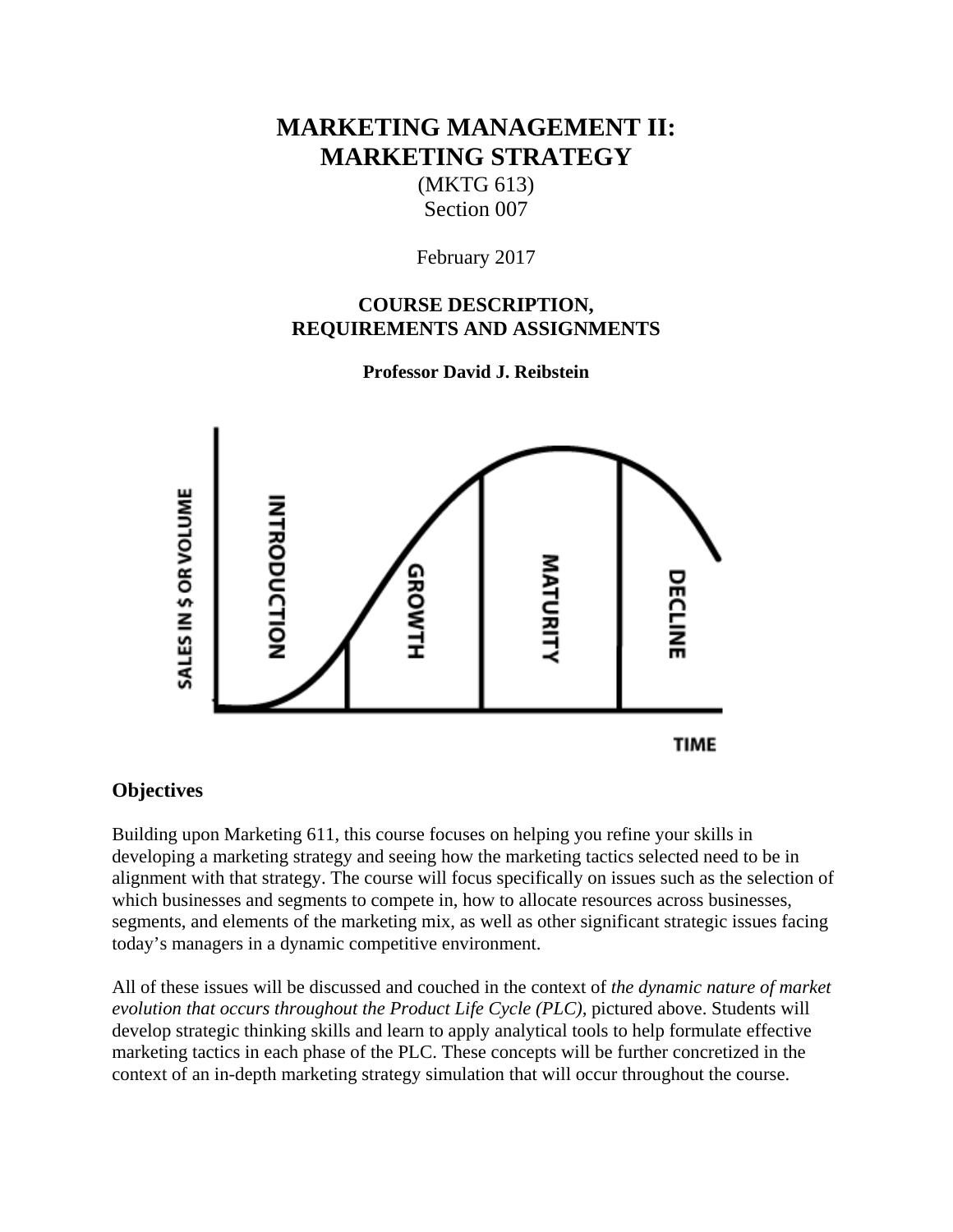# MARKETING MANAGEMENT II: MARKETING STRATEGY

(MKTG 613)
Section 007

February 2017

## COURSE DESCRIPTION, REQUIREMENTS AND ASSIGNMENTS

**Professor David J. Reibstein**

### Objectives

Building upon Marketing 611, this course focuses on helping you refine your skills in developing a marketing strategy and seeing how the marketing tactics selected need to be in alignment with that strategy. The course will focus specifically on issues such as the selection of which businesses and segments to compete in, how to allocate resources across businesses, segments, and elements of the marketing mix, as well as other significant strategic issues facing today's managers in a dynamic competitive environment.

All of these issues will be discussed and couched in the context of *the dynamic nature of market evolution that occurs throughout the Product Life Cycle (PLC),* pictured above. Students will develop strategic thinking skills and learn to apply analytical tools to help formulate effective marketing tactics in each phase of the PLC. These concepts will be further concretized in the context of an in-depth marketing strategy simulation that will occur throughout the course.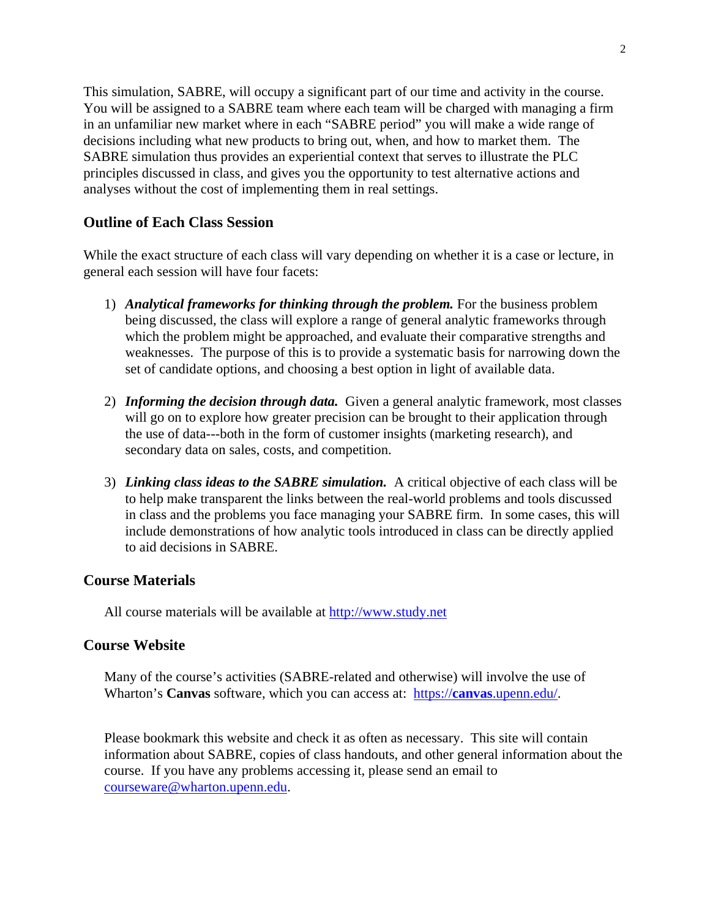This simulation, SABRE, will occupy a significant part of our time and activity in the course. You will be assigned to a SABRE team where each team will be charged with managing a firm in an unfamiliar new market where in each "SABRE period" you will make a wide range of decisions including what new products to bring out, when, and how to market them. The SABRE simulation thus provides an experiential context that serves to illustrate the PLC principles discussed in class, and gives you the opportunity to test alternative actions and analyses without the cost of implementing them in real settings.

## Outline of Each Class Session

While the exact structure of each class will vary depending on whether it is a case or lecture, in general each session will have four facets:

1) ***Analytical frameworks for thinking through the problem.*** For the business problem being discussed, the class will explore a range of general analytic frameworks through which the problem might be approached, and evaluate their comparative strengths and weaknesses. The purpose of this is to provide a systematic basis for narrowing down the set of candidate options, and choosing a best option in light of available data.

2) ***Informing the decision through data.*** Given a general analytic framework, most classes will go on to explore how greater precision can be brought to their application through the use of data---both in the form of customer insights (marketing research), and secondary data on sales, costs, and competition.

3) ***Linking class ideas to the SABRE simulation.*** A critical objective of each class will be to help make transparent the links between the real-world problems and tools discussed in class and the problems you face managing your SABRE firm. In some cases, this will include demonstrations of how analytic tools introduced in class can be directly applied to aid decisions in SABRE.

## Course Materials

All course materials will be available at http://www.study.net

## Course Website

Many of the course's activities (SABRE-related and otherwise) will involve the use of Wharton's **Canvas** software, which you can access at: https://**canvas**.upenn.edu/.

Please bookmark this website and check it as often as necessary. This site will contain information about SABRE, copies of class handouts, and other general information about the course. If you have any problems accessing it, please send an email to courseware@wharton.upenn.edu.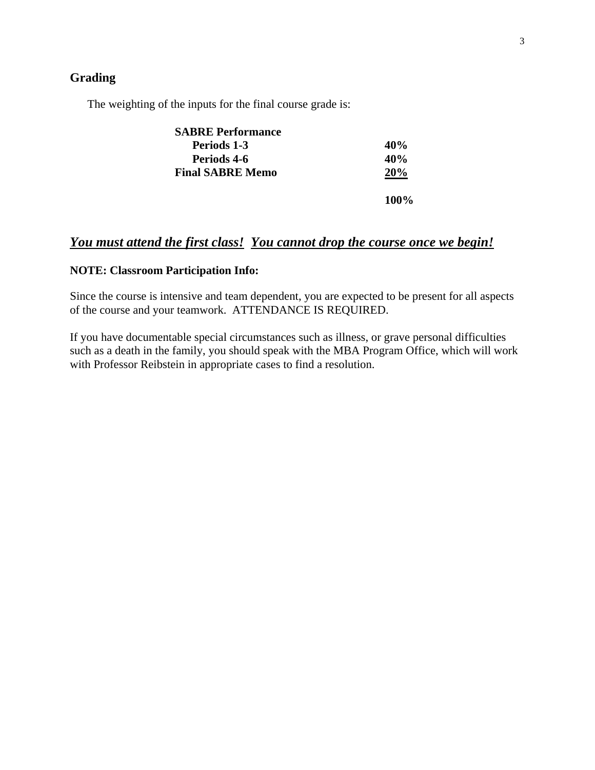## Grading

The weighting of the inputs for the final course grade is:

| | |
|---|---|
| **SABRE Performance** | |
| **Periods 1-3** | **40%** |
| **Periods 4-6** | **40%** |
| **Final SABRE Memo** | **20%** |
| | **100%** |

***You must attend the first class!*** ***You cannot drop the course once we begin!***

**NOTE: Classroom Participation Info:**

Since the course is intensive and team dependent, you are expected to be present for all aspects of the course and your teamwork. ATTENDANCE IS REQUIRED.

If you have documentable special circumstances such as illness, or grave personal difficulties such as a death in the family, you should speak with the MBA Program Office, which will work with Professor Reibstein in appropriate cases to find a resolution.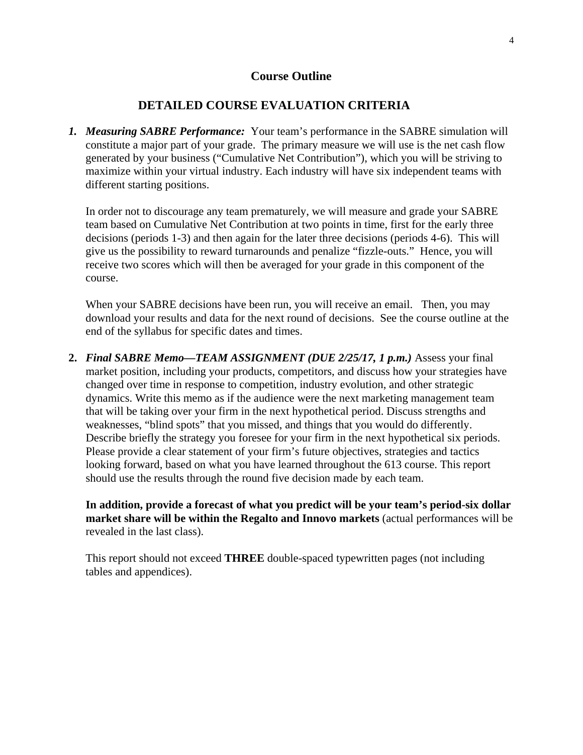## Course Outline

## DETAILED COURSE EVALUATION CRITERIA

1. ***Measuring SABRE Performance:*** Your team's performance in the SABRE simulation will constitute a major part of your grade. The primary measure we will use is the net cash flow generated by your business ("Cumulative Net Contribution"), which you will be striving to maximize within your virtual industry. Each industry will have six independent teams with different starting positions.

   In order not to discourage any team prematurely, we will measure and grade your SABRE team based on Cumulative Net Contribution at two points in time, first for the early three decisions (periods 1-3) and then again for the later three decisions (periods 4-6). This will give us the possibility to reward turnarounds and penalize "fizzle-outs." Hence, you will receive two scores which will then be averaged for your grade in this component of the course.

   When your SABRE decisions have been run, you will receive an email. Then, you may download your results and data for the next round of decisions. See the course outline at the end of the syllabus for specific dates and times.

2. ***Final SABRE Memo—TEAM ASSIGNMENT (DUE 2/25/17, 1 p.m.)*** Assess your final market position, including your products, competitors, and discuss how your strategies have changed over time in response to competition, industry evolution, and other strategic dynamics. Write this memo as if the audience were the next marketing management team that will be taking over your firm in the next hypothetical period. Discuss strengths and weaknesses, "blind spots" that you missed, and things that you would do differently. Describe briefly the strategy you foresee for your firm in the next hypothetical six periods. Please provide a clear statement of your firm's future objectives, strategies and tactics looking forward, based on what you have learned throughout the 613 course. This report should use the results through the round five decision made by each team.

   **In addition, provide a forecast of what you predict will be your team's period-six dollar market share will be within the Regalto and Innovo markets** (actual performances will be revealed in the last class).

   This report should not exceed **THREE** double-spaced typewritten pages (not including tables and appendices).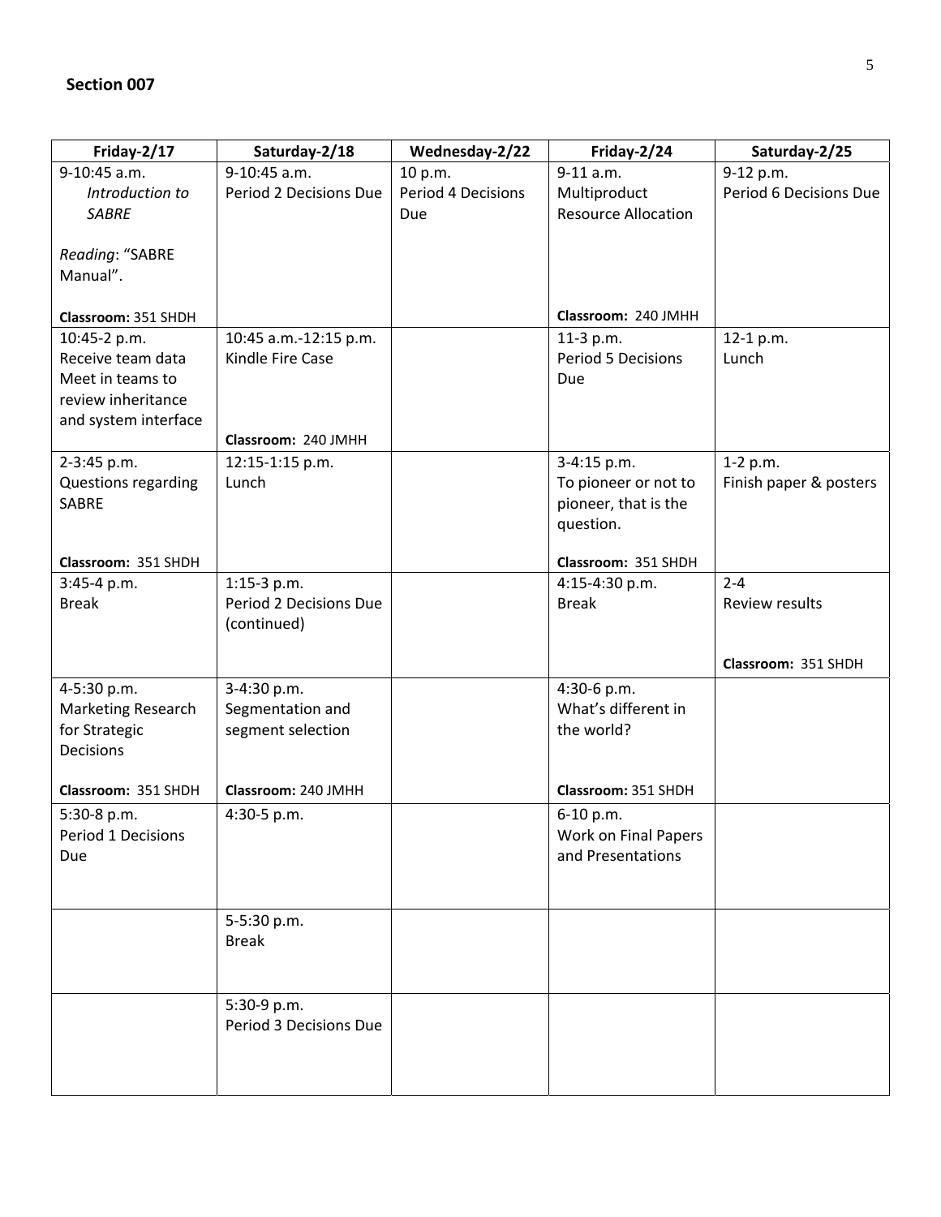**Section 007**

| Friday-2/17 | Saturday-2/18 | Wednesday-2/22 | Friday-2/24 | Saturday-2/25 |
|---|---|---|---|---|
| 9-10:45 a.m.<br>*Introduction to SABRE*<br><br>*Reading*: "SABRE Manual".<br><br>**Classroom:** 351 SHDH | 9-10:45 a.m.<br>Period 2 Decisions Due | 10 p.m.<br>Period 4 Decisions Due | 9-11 a.m.<br>Multiproduct Resource Allocation<br><br>**Classroom:** 240 JMHH | 9-12 p.m.<br>Period 6 Decisions Due |
| 10:45-2 p.m.<br>Receive team data<br>Meet in teams to review inheritance and system interface | 10:45 a.m.-12:15 p.m.<br>Kindle Fire Case<br><br>**Classroom:** 240 JMHH | | 11-3 p.m.<br>Period 5 Decisions Due | 12-1 p.m.<br>Lunch |
| 2-3:45 p.m.<br>Questions regarding SABRE<br><br>**Classroom:** 351 SHDH | 12:15-1:15 p.m.<br>Lunch | | 3-4:15 p.m.<br>To pioneer or not to pioneer, that is the question.<br><br>**Classroom:** 351 SHDH | 1-2 p.m.<br>Finish paper & posters |
| 3:45-4 p.m.<br>Break | 1:15-3 p.m.<br>Period 2 Decisions Due (continued) | | 4:15-4:30 p.m.<br>Break | 2-4<br>Review results<br><br>**Classroom:** 351 SHDH |
| 4-5:30 p.m.<br>Marketing Research for Strategic Decisions<br><br>**Classroom:** 351 SHDH | 3-4:30 p.m.<br>Segmentation and segment selection<br><br>**Classroom:** 240 JMHH | | 4:30-6 p.m.<br>What's different in the world?<br><br>**Classroom:** 351 SHDH | |
| 5:30-8 p.m.<br>Period 1 Decisions Due | 4:30-5 p.m. | | 6-10 p.m.<br>Work on Final Papers and Presentations | |
| | 5-5:30 p.m.<br>Break | | | |
| | 5:30-9 p.m.<br>Period 3 Decisions Due | | | |